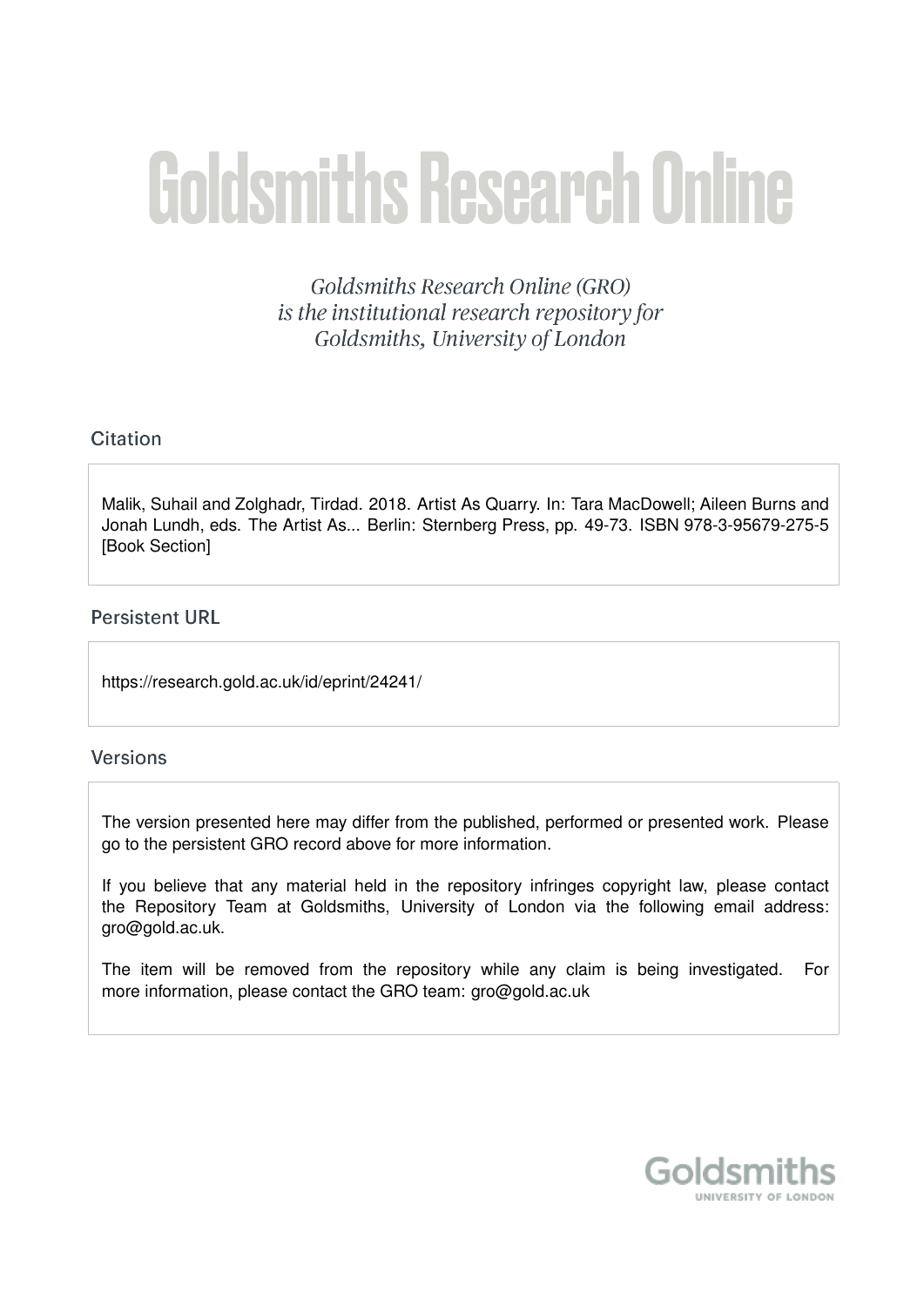# Goldsmiths Research Online

*Goldsmiths Research Online (GRO) is the institutional research repository for Goldsmiths, University of London*

## Citation

Malik, Suhail and Zolghadr, Tirdad. 2018. Artist As Quarry. In: Tara MacDowell; Aileen Burns and Jonah Lundh, eds. The Artist As... Berlin: Sternberg Press, pp. 49-73. ISBN 978-3-95679-275-5 [Book Section]

## Persistent URL

https://research.gold.ac.uk/id/eprint/24241/

## Versions

The version presented here may differ from the published, performed or presented work. Please go to the persistent GRO record above for more information.

If you believe that any material held in the repository infringes copyright law, please contact the Repository Team at Goldsmiths, University of London via the following email address: gro@gold.ac.uk.

The item will be removed from the repository while any claim is being investigated. For more information, please contact the GRO team: gro@gold.ac.uk

Goldsmiths
UNIVERSITY OF LONDON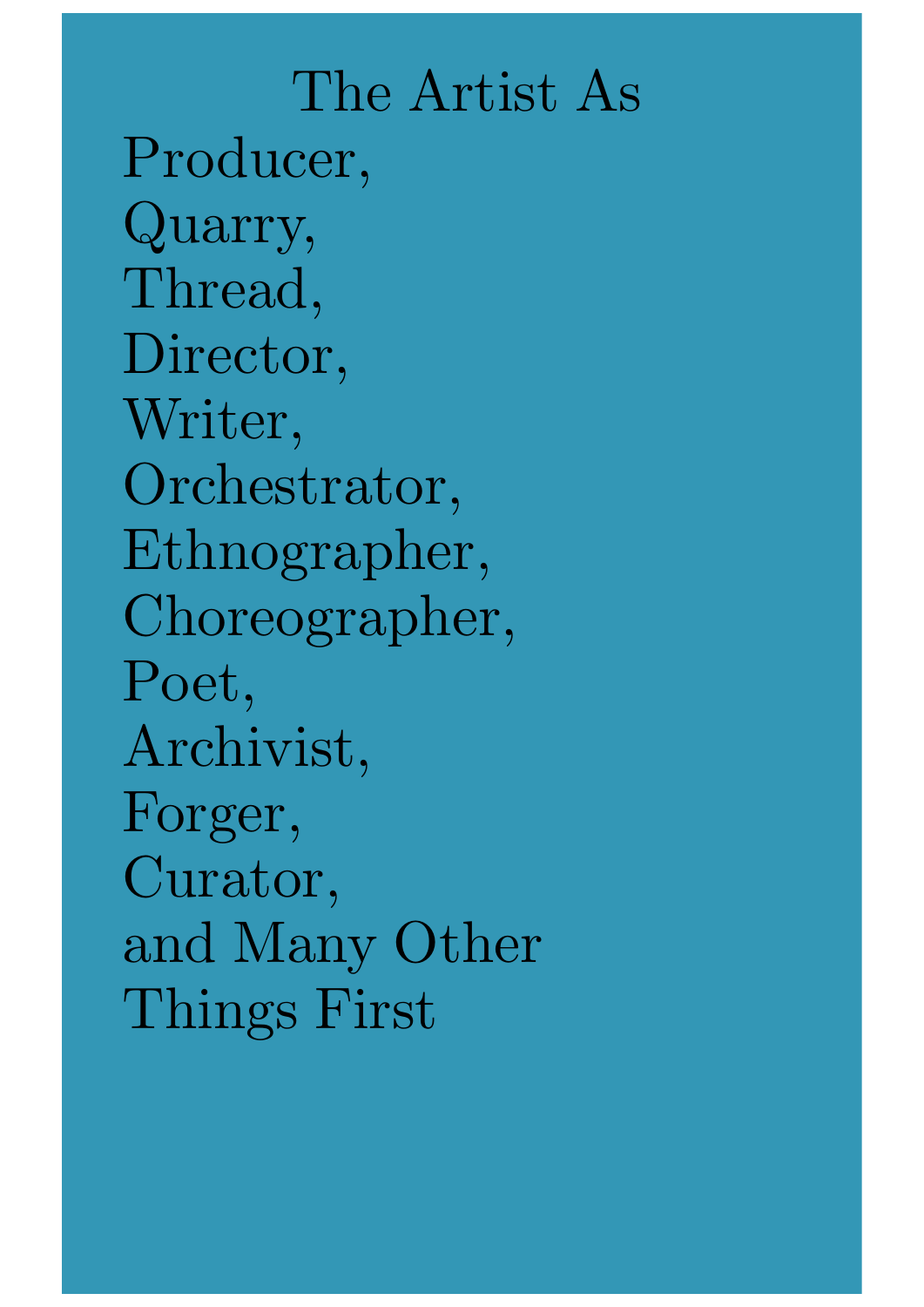# The Artist As

Producer,
Quarry,
Thread,
Director,
Writer,
Orchestrator,
Ethnographer,
Choreographer,
Poet,
Archivist,
Forger,
Curator,
and Many Other
Things First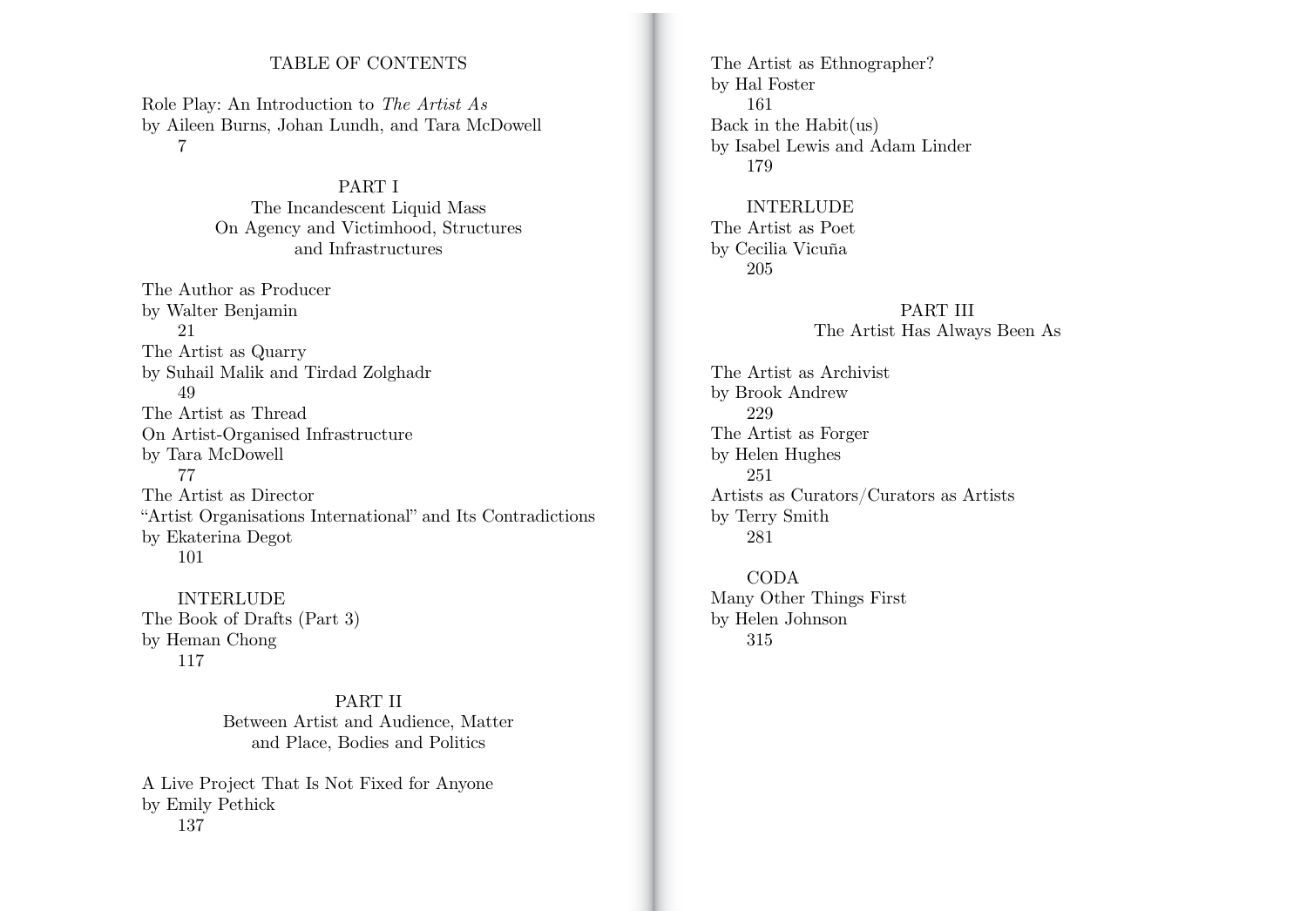# TABLE OF CONTENTS

Role Play: An Introduction to *The Artist As*
by Aileen Burns, Johan Lundh, and Tara McDowell
7

## PART I
The Incandescent Liquid Mass
On Agency and Victimhood, Structures and Infrastructures

The Author as Producer
by Walter Benjamin
21

The Artist as Quarry
by Suhail Malik and Tirdad Zolghadr
49

The Artist as Thread
On Artist-Organised Infrastructure
by Tara McDowell
77

The Artist as Director
"Artist Organisations International" and Its Contradictions
by Ekaterina Degot
101

INTERLUDE
The Book of Drafts (Part 3)
by Heman Chong
117

## PART II
Between Artist and Audience, Matter and Place, Bodies and Politics

A Live Project That Is Not Fixed for Anyone
by Emily Pethick
137

The Artist as Ethnographer?
by Hal Foster
161

Back in the Habit(us)
by Isabel Lewis and Adam Linder
179

INTERLUDE
The Artist as Poet
by Cecilia Vicuña
205

## PART III
The Artist Has Always Been As

The Artist as Archivist
by Brook Andrew
229

The Artist as Forger
by Helen Hughes
251

Artists as Curators/Curators as Artists
by Terry Smith
281

CODA
Many Other Things First
by Helen Johnson
315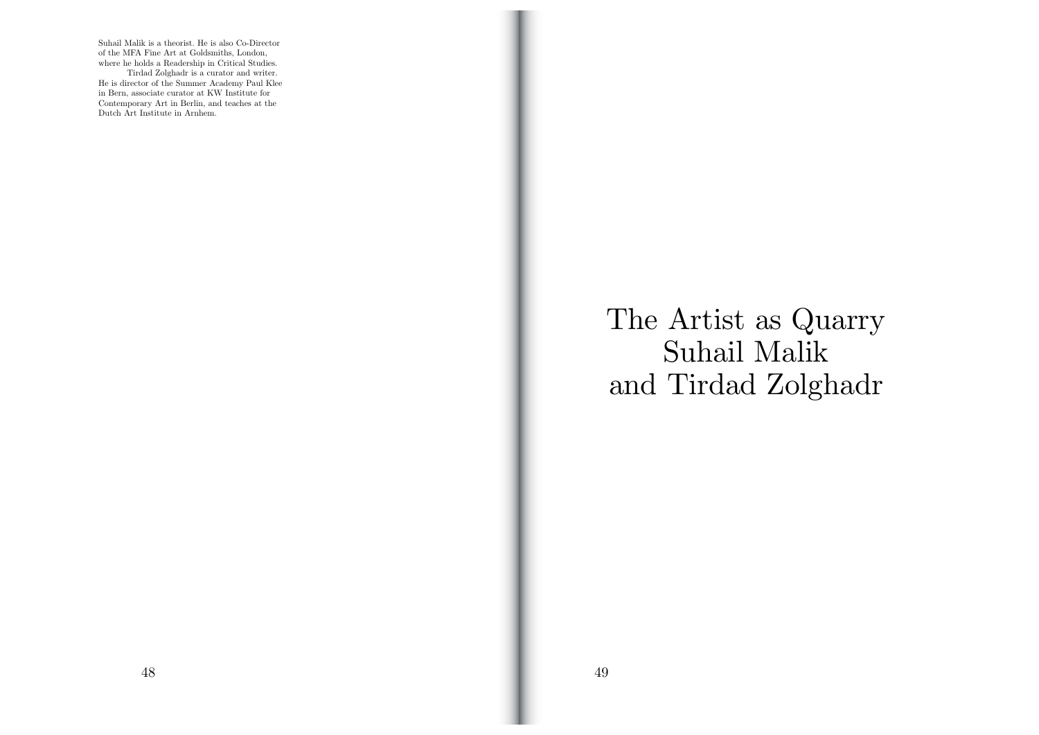Suhail Malik is a theorist. He is also Co-Director of the MFA Fine Art at Goldsmiths, London, where he holds a Readership in Critical Studies.

Tirdad Zolghadr is a curator and writer. He is director of the Summer Academy Paul Klee in Bern, associate curator at KW Institute for Contemporary Art in Berlin, and teaches at the Dutch Art Institute in Arnhem.

# The Artist as Quarry
## Suhail Malik and Tirdad Zolghadr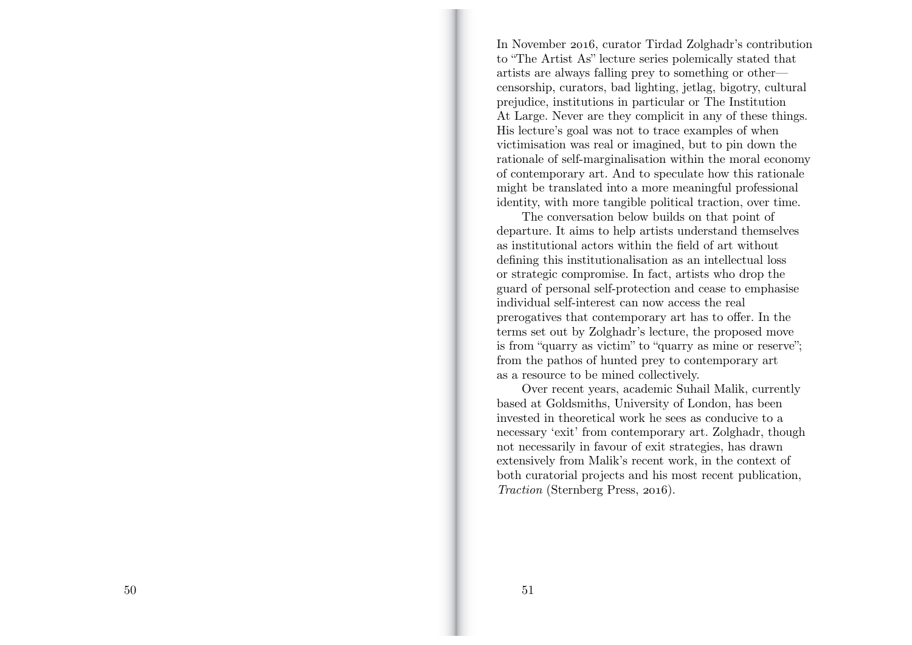In November 2016, curator Tirdad Zolghadr's contribution to "The Artist As" lecture series polemically stated that artists are always falling prey to something or other—censorship, curators, bad lighting, jetlag, bigotry, cultural prejudice, institutions in particular or The Institution At Large. Never are they complicit in any of these things. His lecture's goal was not to trace examples of when victimisation was real or imagined, but to pin down the rationale of self-marginalisation within the moral economy of contemporary art. And to speculate how this rationale might be translated into a more meaningful professional identity, with more tangible political traction, over time.

The conversation below builds on that point of departure. It aims to help artists understand themselves as institutional actors within the field of art without defining this institutionalisation as an intellectual loss or strategic compromise. In fact, artists who drop the guard of personal self-protection and cease to emphasise individual self-interest can now access the real prerogatives that contemporary art has to offer. In the terms set out by Zolghadr's lecture, the proposed move is from "quarry as victim" to "quarry as mine or reserve"; from the pathos of hunted prey to contemporary art as a resource to be mined collectively.

Over recent years, academic Suhail Malik, currently based at Goldsmiths, University of London, has been invested in theoretical work he sees as conducive to a necessary 'exit' from contemporary art. Zolghadr, though not necessarily in favour of exit strategies, has drawn extensively from Malik's recent work, in the context of both curatorial projects and his most recent publication, *Traction* (Sternberg Press, 2016).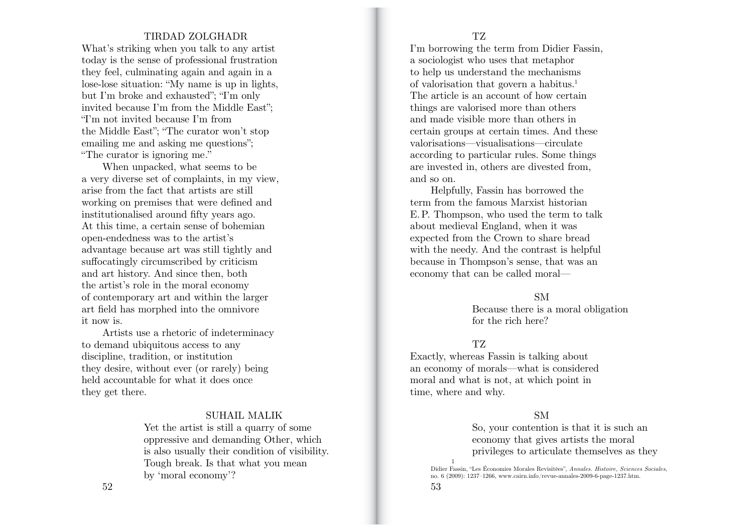TIRDAD ZOLGHADR

What's striking when you talk to any artist today is the sense of professional frustration they feel, culminating again and again in a lose-lose situation: "My name is up in lights, but I'm broke and exhausted"; "I'm only invited because I'm from the Middle East"; "I'm not invited because I'm from the Middle East"; "The curator won't stop emailing me and asking me questions"; "The curator is ignoring me."

When unpacked, what seems to be a very diverse set of complaints, in my view, arise from the fact that artists are still working on premises that were defined and institutionalised around fifty years ago. At this time, a certain sense of bohemian open-endedness was to the artist's advantage because art was still tightly and suffocatingly circumscribed by criticism and art history. And since then, both the artist's role in the moral economy of contemporary art and within the larger art field has morphed into the omnivore it now is.

Artists use a rhetoric of indeterminacy to demand ubiquitous access to any discipline, tradition, or institution they desire, without ever (or rarely) being held accountable for what it does once they get there.

SUHAIL MALIK

> Yet the artist is still a quarry of some oppressive and demanding Other, which is also usually their condition of visibility. Tough break. Is that what you mean by 'moral economy'?

TZ

I'm borrowing the term from Didier Fassin, a sociologist who uses that metaphor to help us understand the mechanisms of valorisation that govern a habitus.[1] The article is an account of how certain things are valorised more than others and made visible more than others in certain groups at certain times. And these valorisations—visualisations—circulate according to particular rules. Some things are invested in, others are divested from, and so on.

Helpfully, Fassin has borrowed the term from the famous Marxist historian E. P. Thompson, who used the term to talk about medieval England, when it was expected from the Crown to share bread with the needy. And the contrast is helpful because in Thompson's sense, that was an economy that can be called moral—

SM

> Because there is a moral obligation for the rich here?

TZ

Exactly, whereas Fassin is talking about an economy of morals—what is considered moral and what is not, at which point in time, where and why.

SM

> So, your contention is that it is such an economy that gives artists the moral privileges to articulate themselves as they

[1] Didier Fassin, "Les Économies Morales Revisitées", *Annales. Histoire, Sciences Sociales*, no. 6 (2009): 1237–1266, www.cairn.info/revue-annales-2009-6-page-1237.htm.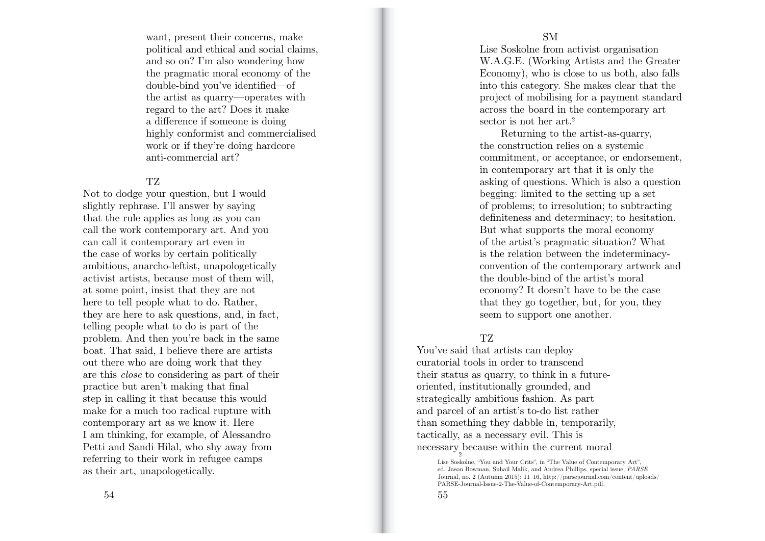want, present their concerns, make political and ethical and social claims, and so on? I'm also wondering how the pragmatic moral economy of the double-bind you've identified—of the artist as quarry—operates with regard to the art? Does it make a difference if someone is doing highly conformist and commercialised work or if they're doing hardcore anti-commercial art?

TZ

Not to dodge your question, but I would slightly rephrase. I'll answer by saying that the rule applies as long as you can call the work contemporary art. And you can call it contemporary art even in the case of works by certain politically ambitious, anarcho-leftist, unapologetically activist artists, because most of them will, at some point, insist that they are not here to tell people what to do. Rather, they are here to ask questions, and, in fact, telling people what to do is part of the problem. And then you're back in the same boat. That said, I believe there are artists out there who are doing work that they are this *close* to considering as part of their practice but aren't making that final step in calling it that because this would make for a much too radical rupture with contemporary art as we know it. Here I am thinking, for example, of Alessandro Petti and Sandi Hilal, who shy away from referring to their work in refugee camps as their art, unapologetically.

SM

Lise Soskolne from activist organisation W.A.G.E. (Working Artists and the Greater Economy), who is close to us both, also falls into this category. She makes clear that the project of mobilising for a payment standard across the board in the contemporary art sector is not her art.[2]

Returning to the artist-as-quarry, the construction relies on a systemic commitment, or acceptance, or endorsement, in contemporary art that it is only the asking of questions. Which is also a question begging: limited to the setting up a set of problems; to irresolution; to subtracting definiteness and determinacy; to hesitation. But what supports the moral economy of the artist's pragmatic situation? What is the relation between the indeterminacy-convention of the contemporary artwork and the double-bind of the artist's moral economy? It doesn't have to be the case that they go together, but, for you, they seem to support one another.

TZ

You've said that artists can deploy curatorial tools in order to transcend their status as quarry, to think in a future-oriented, institutionally grounded, and strategically ambitious fashion. As part and parcel of an artist's to-do list rather than something they dabble in, temporarily, tactically, as a necessary evil. This is necessary because within the current moral

[2] Lise Soskolne, "You and Your Crits", in "The Value of Contemporary Art", ed. Jason Bowman, Suhail Malik, and Andrea Phillips, special issue, *PARSE* Journal, no. 2 (Autumn 2015): 11–16, http://parsejournal.com/content/uploads/PARSE-Journal-Issue-2-The-Value-of-Contemporary-Art.pdf.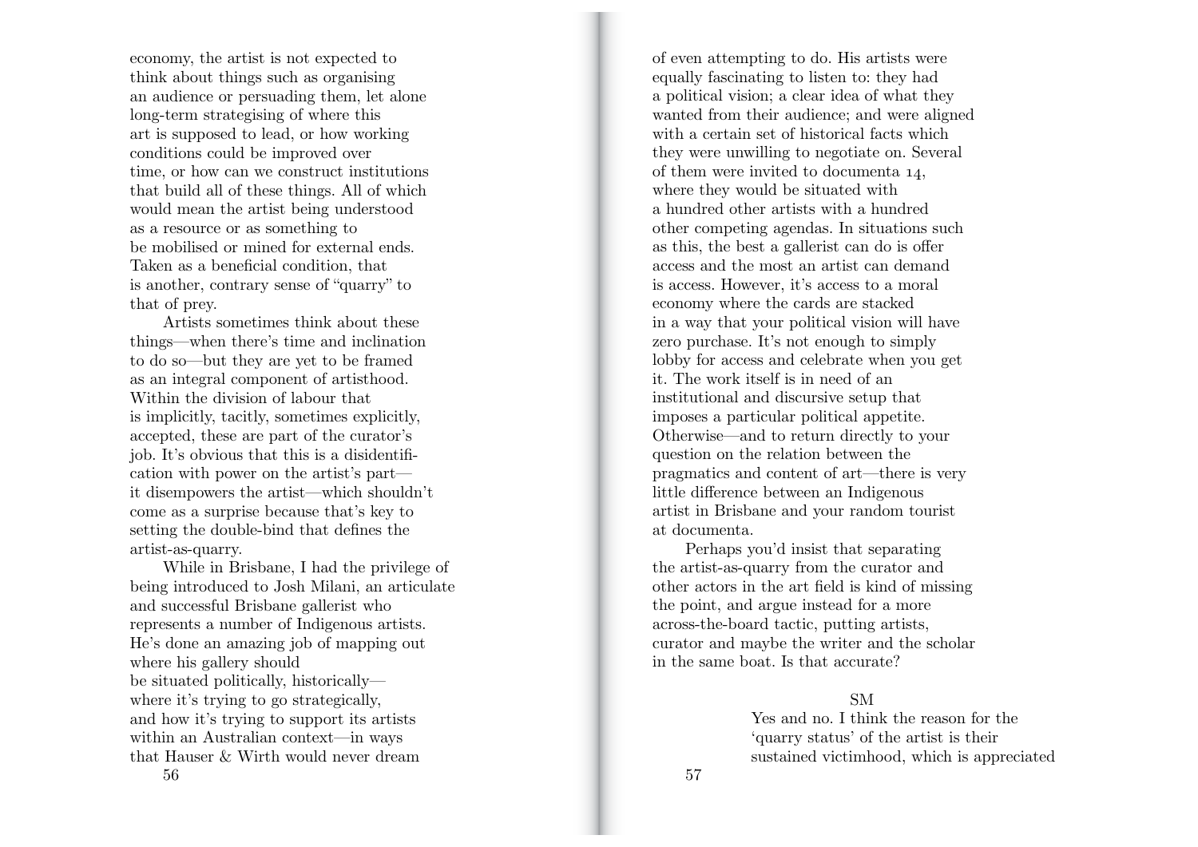economy, the artist is not expected to think about things such as organising an audience or persuading them, let alone long-term strategising of where this art is supposed to lead, or how working conditions could be improved over time, or how can we construct institutions that build all of these things. All of which would mean the artist being understood as a resource or as something to be mobilised or mined for external ends. Taken as a beneficial condition, that is another, contrary sense of "quarry" to that of prey.

Artists sometimes think about these things—when there's time and inclination to do so—but they are yet to be framed as an integral component of artisthood. Within the division of labour that is implicitly, tacitly, sometimes explicitly, accepted, these are part of the curator's job. It's obvious that this is a disidentification with power on the artist's part—it disempowers the artist—which shouldn't come as a surprise because that's key to setting the double-bind that defines the artist-as-quarry.

While in Brisbane, I had the privilege of being introduced to Josh Milani, an articulate and successful Brisbane gallerist who represents a number of Indigenous artists. He's done an amazing job of mapping out where his gallery should be situated politically, historically—where it's trying to go strategically, and how it's trying to support its artists within an Australian context—in ways that Hauser & Wirth would never dream of even attempting to do. His artists were equally fascinating to listen to: they had a political vision; a clear idea of what they wanted from their audience; and were aligned with a certain set of historical facts which they were unwilling to negotiate on. Several of them were invited to documenta 14, where they would be situated with a hundred other artists with a hundred other competing agendas. In situations such as this, the best a gallerist can do is offer access and the most an artist can demand is access. However, it's access to a moral economy where the cards are stacked in a way that your political vision will have zero purchase. It's not enough to simply lobby for access and celebrate when you get it. The work itself is in need of an institutional and discursive setup that imposes a particular political appetite. Otherwise—and to return directly to your question on the relation between the pragmatics and content of art—there is very little difference between an Indigenous artist in Brisbane and your random tourist at documenta.

Perhaps you'd insist that separating the artist-as-quarry from the curator and other actors in the art field is kind of missing the point, and argue instead for a more across-the-board tactic, putting artists, curator and maybe the writer and the scholar in the same boat. Is that accurate?

SM

Yes and no. I think the reason for the 'quarry status' of the artist is their sustained victimhood, which is appreciated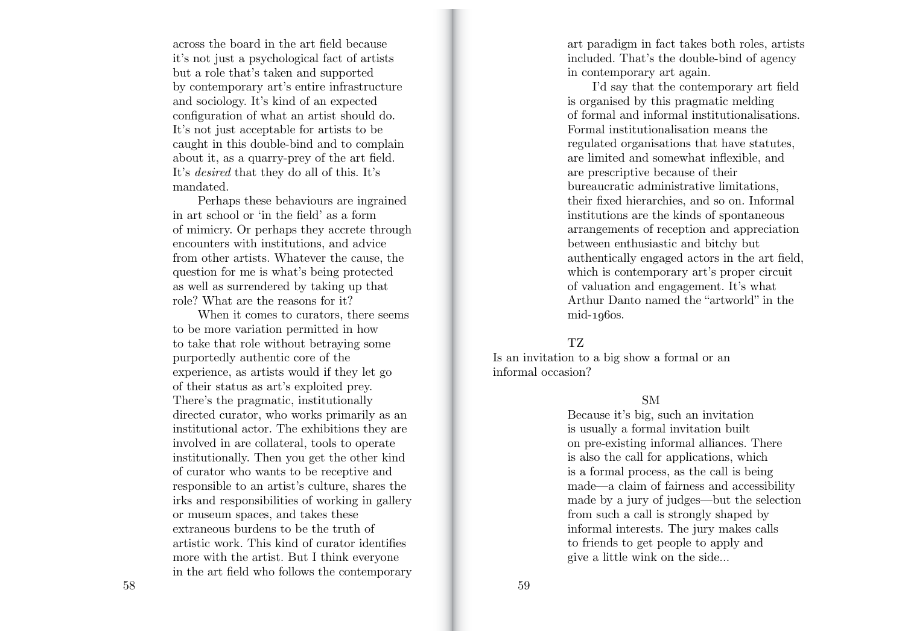across the board in the art field because it's not just a psychological fact of artists but a role that's taken and supported by contemporary art's entire infrastructure and sociology. It's kind of an expected configuration of what an artist should do. It's not just acceptable for artists to be caught in this double-bind and to complain about it, as a quarry-prey of the art field. It's *desired* that they do all of this. It's mandated.

Perhaps these behaviours are ingrained in art school or 'in the field' as a form of mimicry. Or perhaps they accrete through encounters with institutions, and advice from other artists. Whatever the cause, the question for me is what's being protected as well as surrendered by taking up that role? What are the reasons for it?

When it comes to curators, there seems to be more variation permitted in how to take that role without betraying some purportedly authentic core of the experience, as artists would if they let go of their status as art's exploited prey. There's the pragmatic, institutionally directed curator, who works primarily as an institutional actor. The exhibitions they are involved in are collateral, tools to operate institutionally. Then you get the other kind of curator who wants to be receptive and responsible to an artist's culture, shares the irks and responsibilities of working in gallery or museum spaces, and takes these extraneous burdens to be the truth of artistic work. This kind of curator identifies more with the artist. But I think everyone in the art field who follows the contemporary art paradigm in fact takes both roles, artists included. That's the double-bind of agency in contemporary art again.

I'd say that the contemporary art field is organised by this pragmatic melding of formal and informal institutionalisations. Formal institutionalisation means the regulated organisations that have statutes, are limited and somewhat inflexible, and are prescriptive because of their bureaucratic administrative limitations, their fixed hierarchies, and so on. Informal institutions are the kinds of spontaneous arrangements of reception and appreciation between enthusiastic and bitchy but authentically engaged actors in the art field, which is contemporary art's proper circuit of valuation and engagement. It's what Arthur Danto named the "artworld" in the mid-1960s.

TZ

Is an invitation to a big show a formal or an informal occasion?

SM

Because it's big, such an invitation is usually a formal invitation built on pre-existing informal alliances. There is also the call for applications, which is a formal process, as the call is being made—a claim of fairness and accessibility made by a jury of judges—but the selection from such a call is strongly shaped by informal interests. The jury makes calls to friends to get people to apply and give a little wink on the side...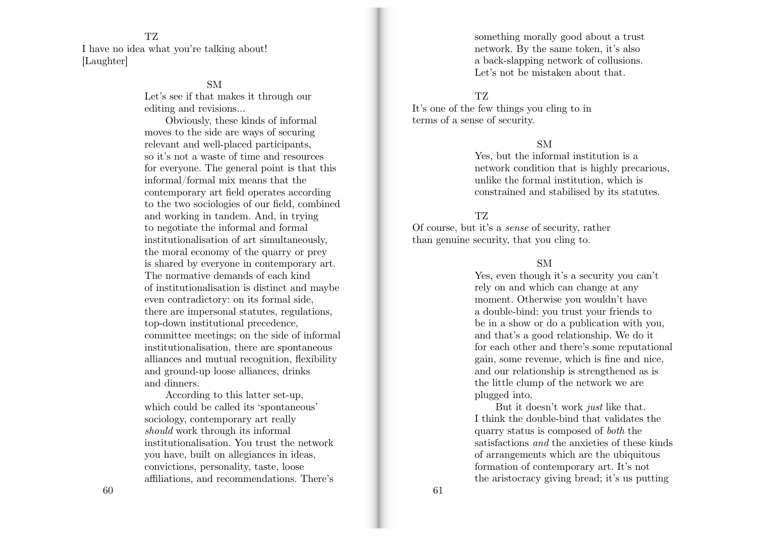TZ

I have no idea what you're talking about! [Laughter]

SM

Let's see if that makes it through our editing and revisions...

Obviously, these kinds of informal moves to the side are ways of securing relevant and well-placed participants, so it's not a waste of time and resources for everyone. The general point is that this informal/formal mix means that the contemporary art field operates according to the two sociologies of our field, combined and working in tandem. And, in trying to negotiate the informal and formal institutionalisation of art simultaneously, the moral economy of the quarry or prey is shared by everyone in contemporary art. The normative demands of each kind of institutionalisation is distinct and maybe even contradictory: on its formal side, there are impersonal statutes, regulations, top-down institutional precedence, committee meetings; on the side of informal institutionalisation, there are spontaneous alliances and mutual recognition, flexibility and ground-up loose alliances, drinks and dinners.

According to this latter set-up, which could be called its 'spontaneous' sociology, contemporary art really *should* work through its informal institutionalisation. You trust the network you have, built on allegiances in ideas, convictions, personality, taste, loose affiliations, and recommendations. There's something morally good about a trust network. By the same token, it's also a back-slapping network of collusions. Let's not be mistaken about that.

TZ

It's one of the few things you cling to in terms of a sense of security.

SM

Yes, but the informal institution is a network condition that is highly precarious, unlike the formal institution, which is constrained and stabilised by its statutes.

TZ

Of course, but it's a *sense* of security, rather than genuine security, that you cling to.

SM

Yes, even though it's a security you can't rely on and which can change at any moment. Otherwise you wouldn't have a double-bind: you trust your friends to be in a show or do a publication with you, and that's a good relationship. We do it for each other and there's some reputational gain, some revenue, which is fine and nice, and our relationship is strengthened as is the little clump of the network we are plugged into.

But it doesn't work *just* like that. I think the double-bind that validates the quarry status is composed of *both* the satisfactions *and* the anxieties of these kinds of arrangements which are the ubiquitous formation of contemporary art. It's not the aristocracy giving bread; it's us putting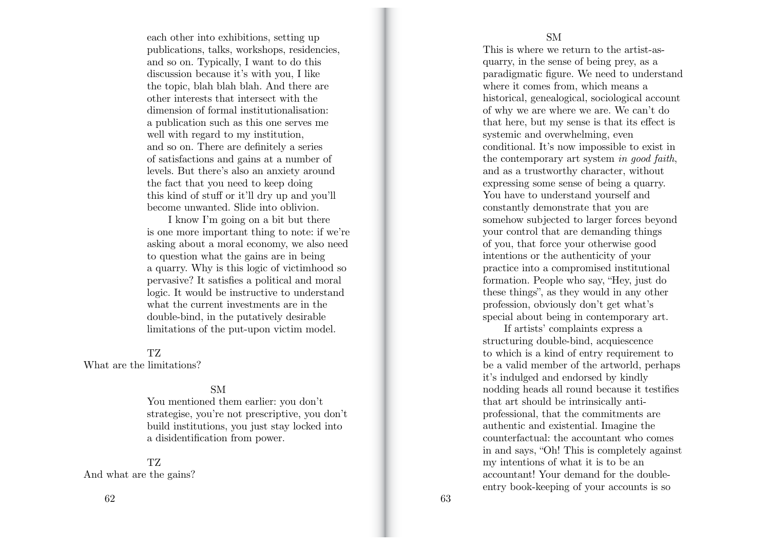each other into exhibitions, setting up publications, talks, workshops, residencies, and so on. Typically, I want to do this discussion because it's with you, I like the topic, blah blah blah. And there are other interests that intersect with the dimension of formal institutionalisation: a publication such as this one serves me well with regard to my institution, and so on. There are definitely a series of satisfactions and gains at a number of levels. But there's also an anxiety around the fact that you need to keep doing this kind of stuff or it'll dry up and you'll become unwanted. Slide into oblivion.

I know I'm going on a bit but there is one more important thing to note: if we're asking about a moral economy, we also need to question what the gains are in being a quarry. Why is this logic of victimhood so pervasive? It satisfies a political and moral logic. It would be instructive to understand what the current investments are in the double-bind, in the putatively desirable limitations of the put-upon victim model.

TZ

What are the limitations?

SM

You mentioned them earlier: you don't strategise, you're not prescriptive, you don't build institutions, you just stay locked into a disidentification from power.

TZ

And what are the gains?

SM

This is where we return to the artist-as-quarry, in the sense of being prey, as a paradigmatic figure. We need to understand where it comes from, which means a historical, genealogical, sociological account of why we are where we are. We can't do that here, but my sense is that its effect is systemic and overwhelming, even conditional. It's now impossible to exist in the contemporary art system *in good faith*, and as a trustworthy character, without expressing some sense of being a quarry. You have to understand yourself and constantly demonstrate that you are somehow subjected to larger forces beyond your control that are demanding things of you, that force your otherwise good intentions or the authenticity of your practice into a compromised institutional formation. People who say, "Hey, just do these things", as they would in any other profession, obviously don't get what's special about being in contemporary art.

If artists' complaints express a structuring double-bind, acquiescence to which is a kind of entry requirement to be a valid member of the artworld, perhaps it's indulged and endorsed by kindly nodding heads all round because it testifies that art should be intrinsically anti-professional, that the commitments are authentic and existential. Imagine the counterfactual: the accountant who comes in and says, "Oh! This is completely against my intentions of what it is to be an accountant! Your demand for the double-entry book-keeping of your accounts is so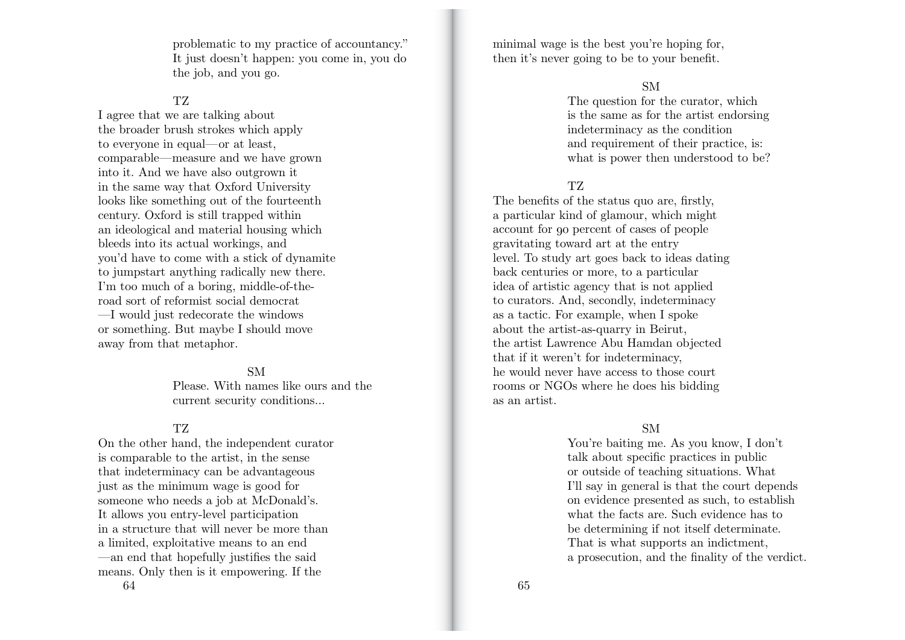problematic to my practice of accountancy." It just doesn't happen: you come in, you do the job, and you go.

TZ

I agree that we are talking about the broader brush strokes which apply to everyone in equal—or at least, comparable—measure and we have grown into it. And we have also outgrown it in the same way that Oxford University looks like something out of the fourteenth century. Oxford is still trapped within an ideological and material housing which bleeds into its actual workings, and you'd have to come with a stick of dynamite to jumpstart anything radically new there. I'm too much of a boring, middle-of-the-road sort of reformist social democrat —I would just redecorate the windows or something. But maybe I should move away from that metaphor.

SM

Please. With names like ours and the current security conditions...

TZ

On the other hand, the independent curator is comparable to the artist, in the sense that indeterminacy can be advantageous just as the minimum wage is good for someone who needs a job at McDonald's. It allows you entry-level participation in a structure that will never be more than a limited, exploitative means to an end —an end that hopefully justifies the said means. Only then is it empowering. If the minimal wage is the best you're hoping for, then it's never going to be to your benefit.

SM

The question for the curator, which is the same as for the artist endorsing indeterminacy as the condition and requirement of their practice, is: what is power then understood to be?

TZ

The benefits of the status quo are, firstly, a particular kind of glamour, which might account for 90 percent of cases of people gravitating toward art at the entry level. To study art goes back to ideas dating back centuries or more, to a particular idea of artistic agency that is not applied to curators. And, secondly, indeterminacy as a tactic. For example, when I spoke about the artist-as-quarry in Beirut, the artist Lawrence Abu Hamdan objected that if it weren't for indeterminacy, he would never have access to those court rooms or NGOs where he does his bidding as an artist.

SM

You're baiting me. As you know, I don't talk about specific practices in public or outside of teaching situations. What I'll say in general is that the court depends on evidence presented as such, to establish what the facts are. Such evidence has to be determining if not itself determinate. That is what supports an indictment, a prosecution, and the finality of the verdict.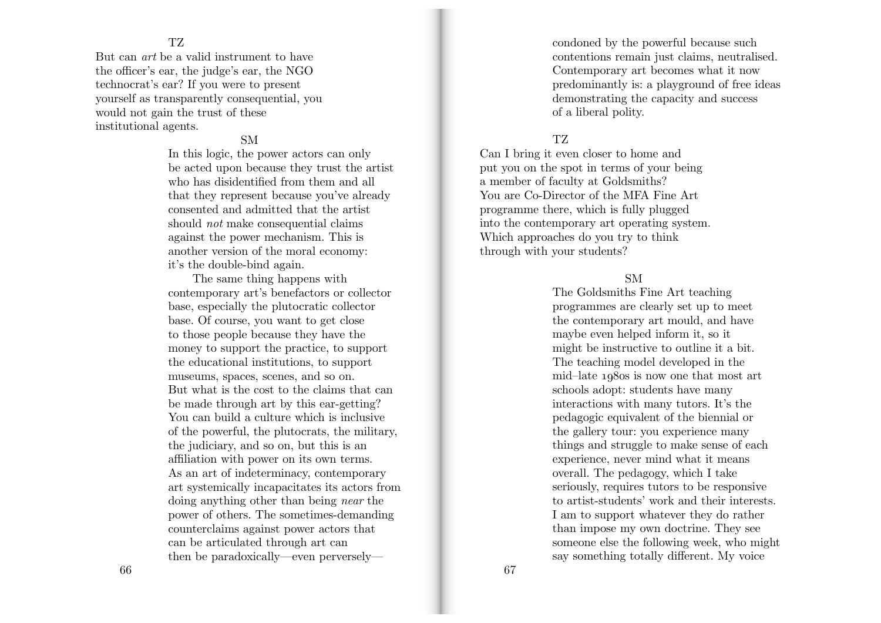TZ

But can *art* be a valid instrument to have the officer's ear, the judge's ear, the NGO technocrat's ear? If you were to present yourself as transparently consequential, you would not gain the trust of these institutional agents.

SM

In this logic, the power actors can only be acted upon because they trust the artist who has disidentified from them and all that they represent because you've already consented and admitted that the artist should *not* make consequential claims against the power mechanism. This is another version of the moral economy: it's the double-bind again.

The same thing happens with contemporary art's benefactors or collector base, especially the plutocratic collector base. Of course, you want to get close to those people because they have the money to support the practice, to support the educational institutions, to support museums, spaces, scenes, and so on. But what is the cost to the claims that can be made through art by this ear-getting? You can build a culture which is inclusive of the powerful, the plutocrats, the military, the judiciary, and so on, but this is an affiliation with power on its own terms. As an art of indeterminacy, contemporary art systemically incapacitates its actors from doing anything other than being *near* the power of others. The sometimes-demanding counterclaims against power actors that can be articulated through art can then be paradoxically—even perversely—condoned by the powerful because such contentions remain just claims, neutralised. Contemporary art becomes what it now predominantly is: a playground of free ideas demonstrating the capacity and success of a liberal polity.

TZ

Can I bring it even closer to home and put you on the spot in terms of your being a member of faculty at Goldsmiths? You are Co-Director of the MFA Fine Art programme there, which is fully plugged into the contemporary art operating system. Which approaches do you try to think through with your students?

SM

The Goldsmiths Fine Art teaching programmes are clearly set up to meet the contemporary art mould, and have maybe even helped inform it, so it might be instructive to outline it a bit. The teaching model developed in the mid–late 1980s is now one that most art schools adopt: students have many interactions with many tutors. It's the pedagogic equivalent of the biennial or the gallery tour: you experience many things and struggle to make sense of each experience, never mind what it means overall. The pedagogy, which I take seriously, requires tutors to be responsive to artist-students' work and their interests. I am to support whatever they do rather than impose my own doctrine. They see someone else the following week, who might say something totally different. My voice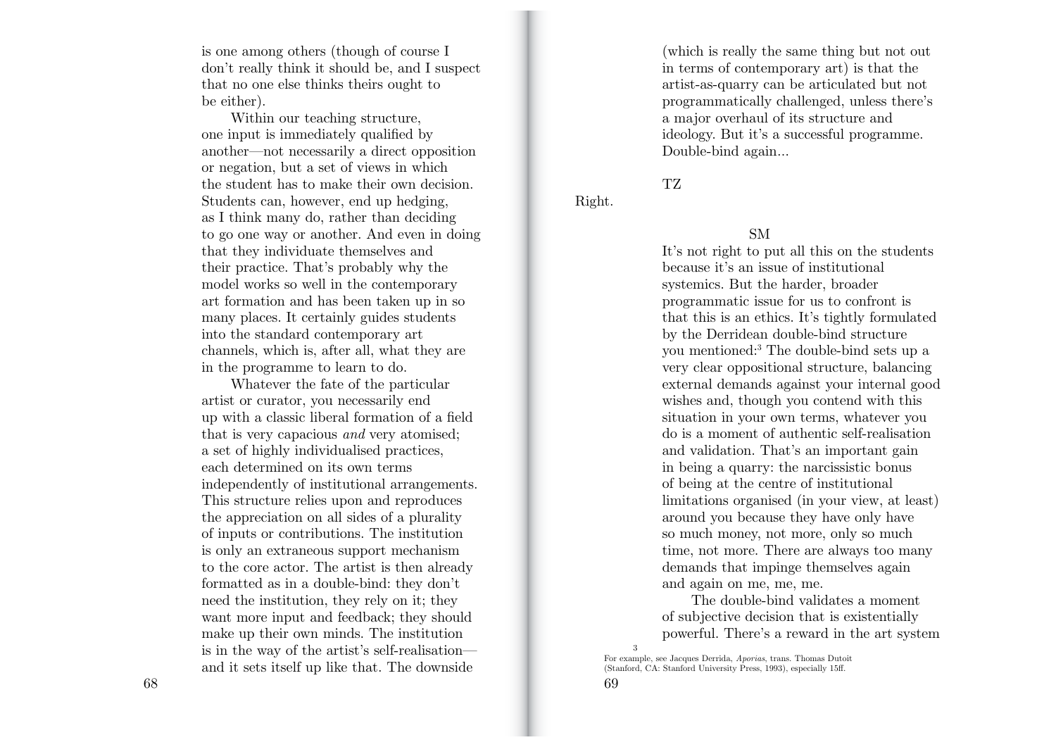is one among others (though of course I don't really think it should be, and I suspect that no one else thinks theirs ought to be either).

Within our teaching structure, one input is immediately qualified by another—not necessarily a direct opposition or negation, but a set of views in which the student has to make their own decision. Students can, however, end up hedging, as I think many do, rather than deciding to go one way or another. And even in doing that they individuate themselves and their practice. That's probably why the model works so well in the contemporary art formation and has been taken up in so many places. It certainly guides students into the standard contemporary art channels, which is, after all, what they are in the programme to learn to do.

Whatever the fate of the particular artist or curator, you necessarily end up with a classic liberal formation of a field that is very capacious *and* very atomised; a set of highly individualised practices, each determined on its own terms independently of institutional arrangements. This structure relies upon and reproduces the appreciation on all sides of a plurality of inputs or contributions. The institution is only an extraneous support mechanism to the core actor. The artist is then already formatted as in a double-bind: they don't need the institution, they rely on it; they want more input and feedback; they should make up their own minds. The institution is in the way of the artist's self-realisation—and it sets itself up like that. The downside (which is really the same thing but not out in terms of contemporary art) is that the artist-as-quarry can be articulated but not programmatically challenged, unless there's a major overhaul of its structure and ideology. But it's a successful programme. Double-bind again...

TZ

Right.

SM

It's not right to put all this on the students because it's an issue of institutional systemics. But the harder, broader programmatic issue for us to confront is that this is an ethics. It's tightly formulated by the Derridean double-bind structure you mentioned:[3] The double-bind sets up a very clear oppositional structure, balancing external demands against your internal good wishes and, though you contend with this situation in your own terms, whatever you do is a moment of authentic self-realisation and validation. That's an important gain in being a quarry: the narcissistic bonus of being at the centre of institutional limitations organised (in your view, at least) around you because they have only have so much money, not more, only so much time, not more. There are always too many demands that impinge themselves again and again on me, me, me.

The double-bind validates a moment of subjective decision that is existentially powerful. There's a reward in the art system

[3] For example, see Jacques Derrida, *Aporias*, trans. Thomas Dutoit (Stanford, CA: Stanford University Press, 1993), especially 15ff.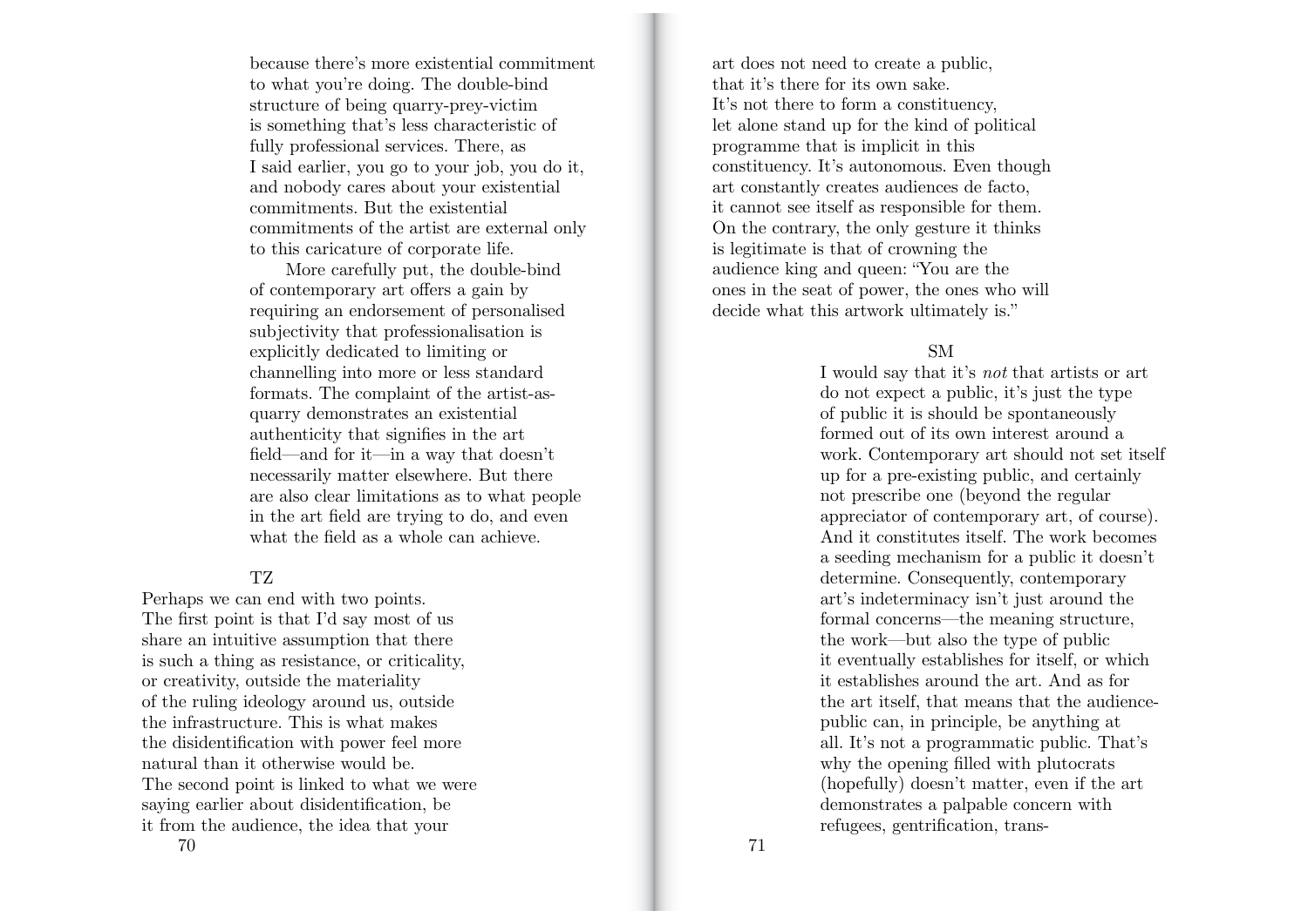because there's more existential commitment to what you're doing. The double-bind structure of being quarry-prey-victim is something that's less characteristic of fully professional services. There, as I said earlier, you go to your job, you do it, and nobody cares about your existential commitments. But the existential commitments of the artist are external only to this caricature of corporate life.

More carefully put, the double-bind of contemporary art offers a gain by requiring an endorsement of personalised subjectivity that professionalisation is explicitly dedicated to limiting or channelling into more or less standard formats. The complaint of the artist-as-quarry demonstrates an existential authenticity that signifies in the art field—and for it—in a way that doesn't necessarily matter elsewhere. But there are also clear limitations as to what people in the art field are trying to do, and even what the field as a whole can achieve.

TZ

Perhaps we can end with two points. The first point is that I'd say most of us share an intuitive assumption that there is such a thing as resistance, or criticality, or creativity, outside the materiality of the ruling ideology around us, outside the infrastructure. This is what makes the disidentification with power feel more natural than it otherwise would be. The second point is linked to what we were saying earlier about disidentification, be it from the audience, the idea that your art does not need to create a public, that it's there for its own sake. It's not there to form a constituency, let alone stand up for the kind of political programme that is implicit in this constituency. It's autonomous. Even though art constantly creates audiences de facto, it cannot see itself as responsible for them. On the contrary, the only gesture it thinks is legitimate is that of crowning the audience king and queen: "You are the ones in the seat of power, the ones who will decide what this artwork ultimately is."

SM

I would say that it's *not* that artists or art do not expect a public, it's just the type of public it is should be spontaneously formed out of its own interest around a work. Contemporary art should not set itself up for a pre-existing public, and certainly not prescribe one (beyond the regular appreciator of contemporary art, of course). And it constitutes itself. The work becomes a seeding mechanism for a public it doesn't determine. Consequently, contemporary art's indeterminacy isn't just around the formal concerns—the meaning structure, the work—but also the type of public it eventually establishes for itself, or which it establishes around the art. And as for the art itself, that means that the audience-public can, in principle, be anything at all. It's not a programmatic public. That's why the opening filled with plutocrats (hopefully) doesn't matter, even if the art demonstrates a palpable concern with refugees, gentrification, trans-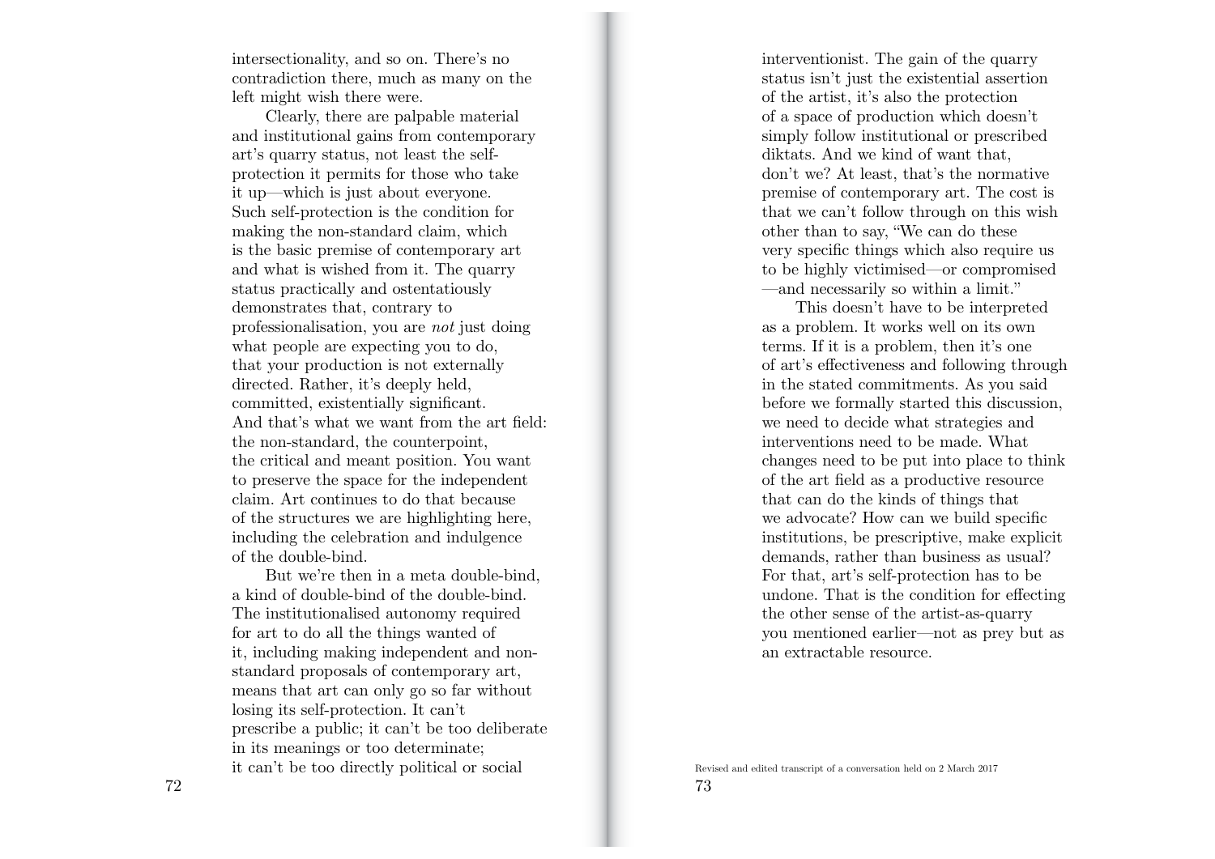intersectionality, and so on. There's no contradiction there, much as many on the left might wish there were.

Clearly, there are palpable material and institutional gains from contemporary art's quarry status, not least the self-protection it permits for those who take it up—which is just about everyone. Such self-protection is the condition for making the non-standard claim, which is the basic premise of contemporary art and what is wished from it. The quarry status practically and ostentatiously demonstrates that, contrary to professionalisation, you are *not* just doing what people are expecting you to do, that your production is not externally directed. Rather, it's deeply held, committed, existentially significant. And that's what we want from the art field: the non-standard, the counterpoint, the critical and meant position. You want to preserve the space for the independent claim. Art continues to do that because of the structures we are highlighting here, including the celebration and indulgence of the double-bind.

But we're then in a meta double-bind, a kind of double-bind of the double-bind. The institutionalised autonomy required for art to do all the things wanted of it, including making independent and non-standard proposals of contemporary art, means that art can only go so far without losing its self-protection. It can't prescribe a public; it can't be too deliberate in its meanings or too determinate; it can't be too directly political or social interventionist. The gain of the quarry status isn't just the existential assertion of the artist, it's also the protection of a space of production which doesn't simply follow institutional or prescribed diktats. And we kind of want that, don't we? At least, that's the normative premise of contemporary art. The cost is that we can't follow through on this wish other than to say, "We can do these very specific things which also require us to be highly victimised—or compromised—and necessarily so within a limit."

This doesn't have to be interpreted as a problem. It works well on its own terms. If it is a problem, then it's one of art's effectiveness and following through in the stated commitments. As you said before we formally started this discussion, we need to decide what strategies and interventions need to be made. What changes need to be put into place to think of the art field as a productive resource that can do the kinds of things that we advocate? How can we build specific institutions, be prescriptive, make explicit demands, rather than business as usual? For that, art's self-protection has to be undone. That is the condition for effecting the other sense of the artist-as-quarry you mentioned earlier—not as prey but as an extractable resource.

Revised and edited transcript of a conversation held on 2 March 2017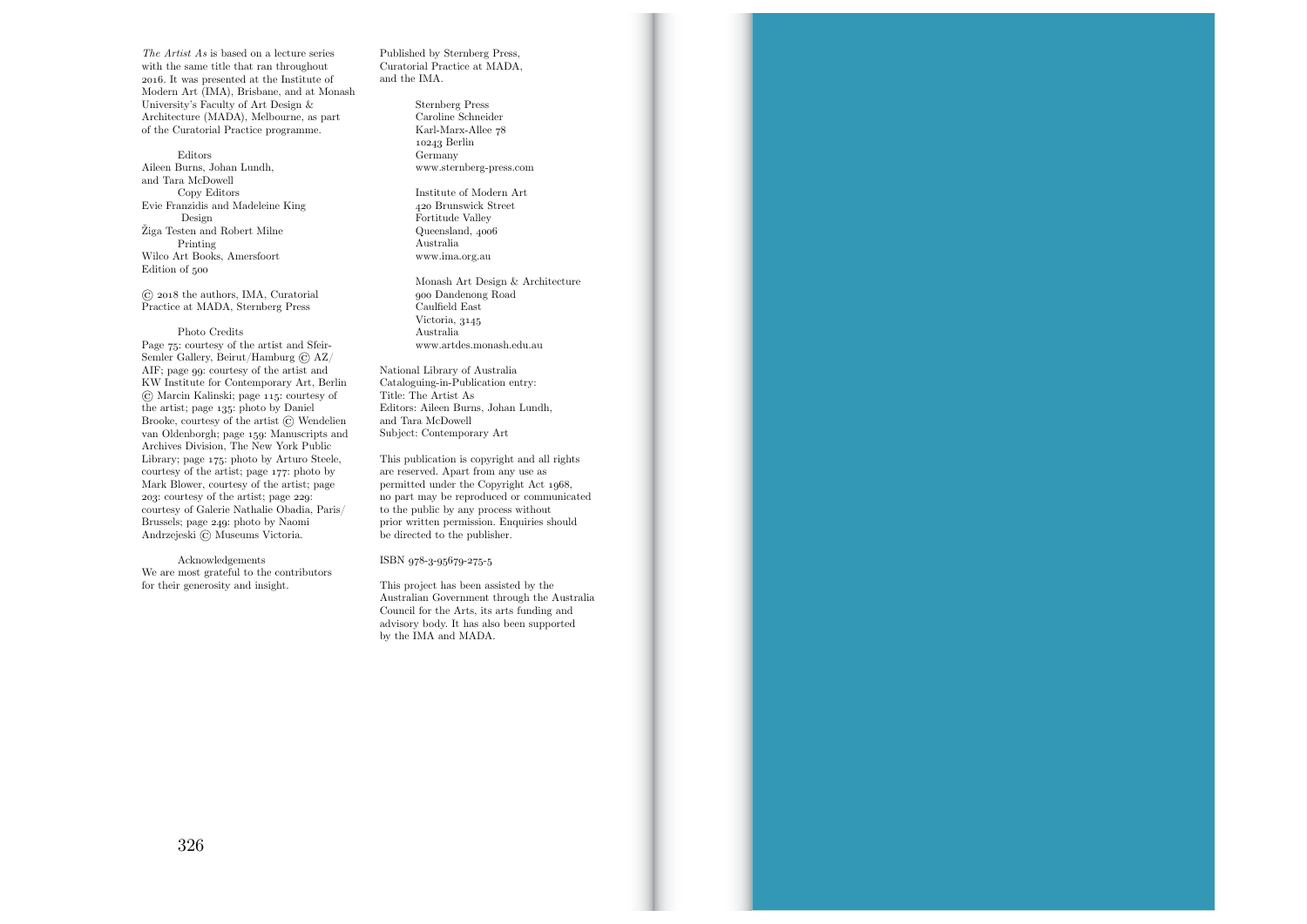*The Artist As* is based on a lecture series with the same title that ran throughout 2016. It was presented at the Institute of Modern Art (IMA), Brisbane, and at Monash University's Faculty of Art Design & Architecture (MADA), Melbourne, as part of the Curatorial Practice programme.

Editors
Aileen Burns, Johan Lundh, and Tara McDowell
Copy Editors
Evie Franzidis and Madeleine King
Design
Žiga Testen and Robert Milne
Printing
Wilco Art Books, Amersfoort
Edition of 500

© 2018 the authors, IMA, Curatorial Practice at MADA, Sternberg Press

Photo Credits
Page 75: courtesy of the artist and Sfeir-Semler Gallery, Beirut/Hamburg © AZ/AIF; page 99: courtesy of the artist and KW Institute for Contemporary Art, Berlin © Marcin Kalinski; page 115: courtesy of the artist; page 135: photo by Daniel Brooke, courtesy of the artist © Wendelien van Oldenborgh; page 159: Manuscripts and Archives Division, The New York Public Library; page 175: photo by Arturo Steele, courtesy of the artist; page 177: photo by Mark Blower, courtesy of the artist; page 203: courtesy of the artist; page 229: courtesy of Galerie Nathalie Obadia, Paris/Brussels; page 249: photo by Naomi Andrzejeski © Museums Victoria.

Acknowledgements
We are most grateful to the contributors for their generosity and insight.

Published by Sternberg Press, Curatorial Practice at MADA, and the IMA.

Sternberg Press
Caroline Schneider
Karl-Marx-Allee 78
10243 Berlin
Germany
www.sternberg-press.com

Institute of Modern Art
420 Brunswick Street
Fortitude Valley
Queensland, 4006
Australia
www.ima.org.au

Monash Art Design & Architecture
900 Dandenong Road
Caulfield East
Victoria, 3145
Australia
www.artdes.monash.edu.au

National Library of Australia
Cataloguing-in-Publication entry:
Title: The Artist As
Editors: Aileen Burns, Johan Lundh, and Tara McDowell
Subject: Contemporary Art

This publication is copyright and all rights are reserved. Apart from any use as permitted under the Copyright Act 1968, no part may be reproduced or communicated to the public by any process without prior written permission. Enquiries should be directed to the publisher.

ISBN 978-3-95679-275-5

This project has been assisted by the Australian Government through the Australia Council for the Arts, its arts funding and advisory body. It has also been supported by the IMA and MADA.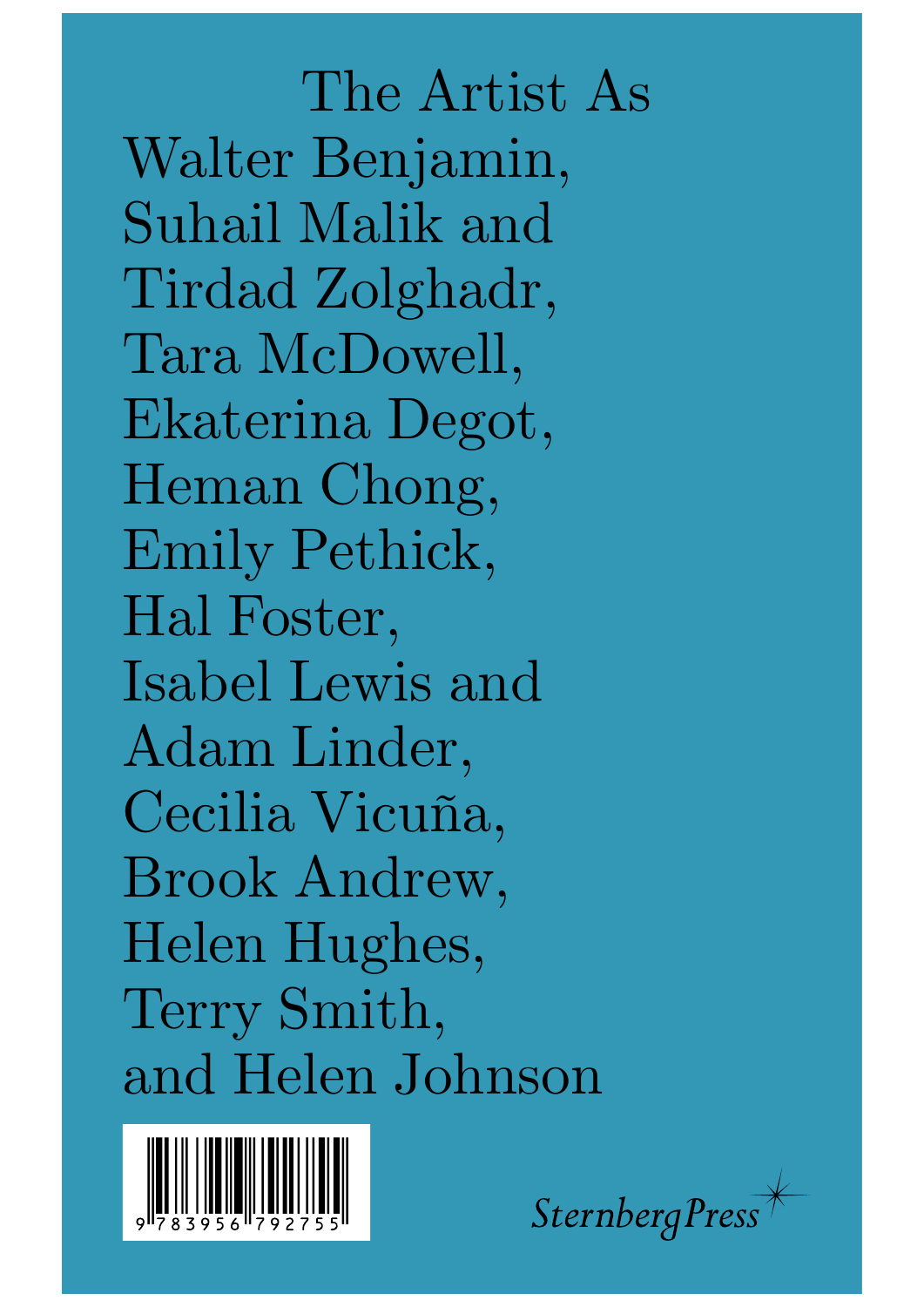# The Artist As

Walter Benjamin,
Suhail Malik and
Tirdad Zolghadr,
Tara McDowell,
Ekaterina Degot,
Heman Chong,
Emily Pethick,
Hal Foster,
Isabel Lewis and
Adam Linder,
Cecilia Vicuña,
Brook Andrew,
Helen Hughes,
Terry Smith,
and Helen Johnson

9 783956 792755

Sternberg Press